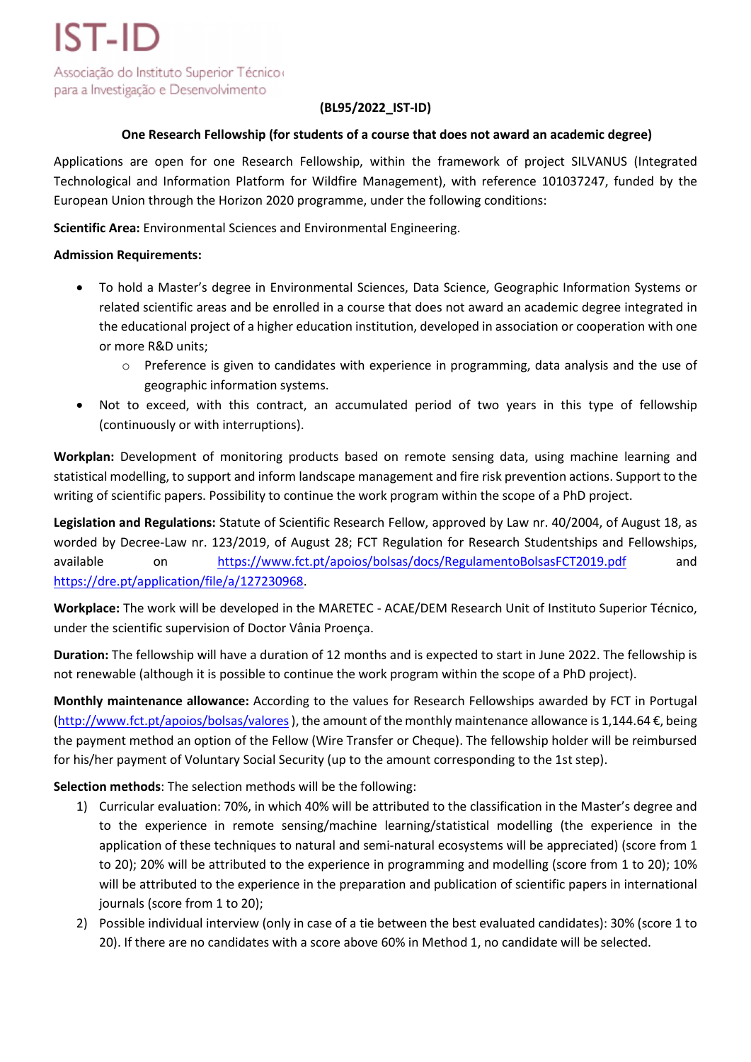IST-ID

Associação do Instituto Superior Técnico para a Investigação e Desenvolvimento

**(BL95/2022_IST-ID)**

**One Research Fellowship (for students of a course that does not award an academic degree)**

Applications are open for one Research Fellowship, within the framework of project SILVANUS (Integrated Technological and Information Platform for Wildfire Management), with reference 101037247, funded by the European Union through the Horizon 2020 programme, under the following conditions:

**Scientific Area:** Environmental Sciences and Environmental Engineering.

**Admission Requirements:**

- To hold a Master's degree in Environmental Sciences, Data Science, Geographic Information Systems or related scientific areas and be enrolled in a course that does not award an academic degree integrated in the educational project of a higher education institution, developed in association or cooperation with one or more R&D units;
  - Preference is given to candidates with experience in programming, data analysis and the use of geographic information systems.
- Not to exceed, with this contract, an accumulated period of two years in this type of fellowship (continuously or with interruptions).

**Workplan:** Development of monitoring products based on remote sensing data, using machine learning and statistical modelling, to support and inform landscape management and fire risk prevention actions. Support to the writing of scientific papers. Possibility to continue the work program within the scope of a PhD project.

**Legislation and Regulations:** Statute of Scientific Research Fellow, approved by Law nr. 40/2004, of August 18, as worded by Decree-Law nr. 123/2019, of August 28; FCT Regulation for Research Studentships and Fellowships, available on https://www.fct.pt/apoios/bolsas/docs/RegulamentoBolsasFCT2019.pdf and https://dre.pt/application/file/a/127230968.

**Workplace:** The work will be developed in the MARETEC - ACAE/DEM Research Unit of Instituto Superior Técnico, under the scientific supervision of Doctor Vânia Proença.

**Duration:** The fellowship will have a duration of 12 months and is expected to start in June 2022. The fellowship is not renewable (although it is possible to continue the work program within the scope of a PhD project).

**Monthly maintenance allowance:** According to the values for Research Fellowships awarded by FCT in Portugal (http://www.fct.pt/apoios/bolsas/valores ), the amount of the monthly maintenance allowance is 1,144.64 €, being the payment method an option of the Fellow (Wire Transfer or Cheque). The fellowship holder will be reimbursed for his/her payment of Voluntary Social Security (up to the amount corresponding to the 1st step).

**Selection methods**: The selection methods will be the following:

1) Curricular evaluation: 70%, in which 40% will be attributed to the classification in the Master's degree and to the experience in remote sensing/machine learning/statistical modelling (the experience in the application of these techniques to natural and semi-natural ecosystems will be appreciated) (score from 1 to 20); 20% will be attributed to the experience in programming and modelling (score from 1 to 20); 10% will be attributed to the experience in the preparation and publication of scientific papers in international journals (score from 1 to 20);
2) Possible individual interview (only in case of a tie between the best evaluated candidates): 30% (score 1 to 20). If there are no candidates with a score above 60% in Method 1, no candidate will be selected.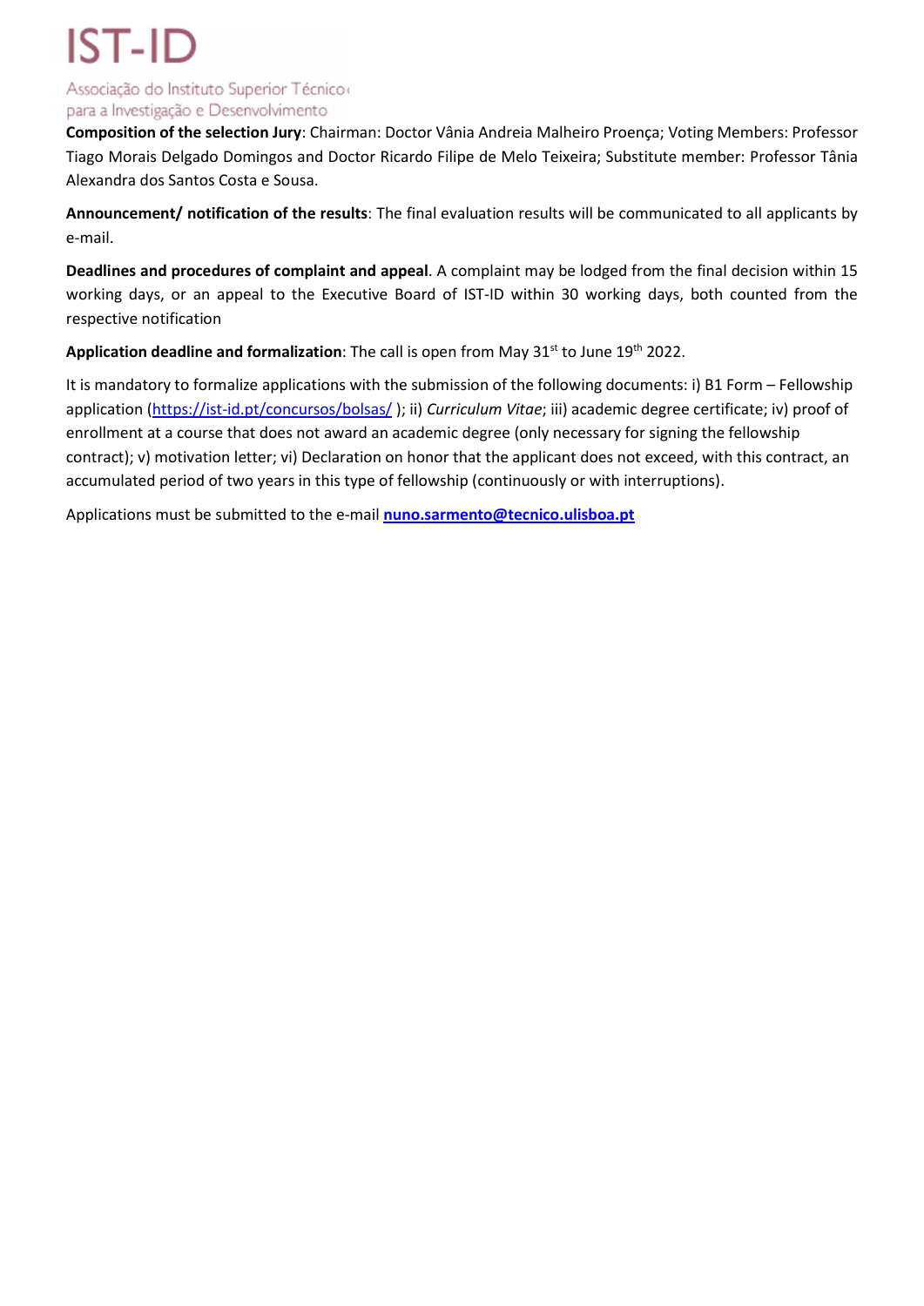**Composition of the selection Jury**: Chairman: Doctor Vânia Andreia Malheiro Proença; Voting Members: Professor Tiago Morais Delgado Domingos and Doctor Ricardo Filipe de Melo Teixeira; Substitute member: Professor Tânia Alexandra dos Santos Costa e Sousa.

**Announcement/ notification of the results**: The final evaluation results will be communicated to all applicants by e-mail.

**Deadlines and procedures of complaint and appeal**. A complaint may be lodged from the final decision within 15 working days, or an appeal to the Executive Board of IST-ID within 30 working days, both counted from the respective notification

**Application deadline and formalization**: The call is open from May 31st to June 19th 2022.

It is mandatory to formalize applications with the submission of the following documents: i) B1 Form – Fellowship application (https://ist-id.pt/concursos/bolsas/ ); ii) *Curriculum Vitae*; iii) academic degree certificate; iv) proof of enrollment at a course that does not award an academic degree (only necessary for signing the fellowship contract); v) motivation letter; vi) Declaration on honor that the applicant does not exceed, with this contract, an accumulated period of two years in this type of fellowship (continuously or with interruptions).

Applications must be submitted to the e-mail **nuno.sarmento@tecnico.ulisboa.pt**